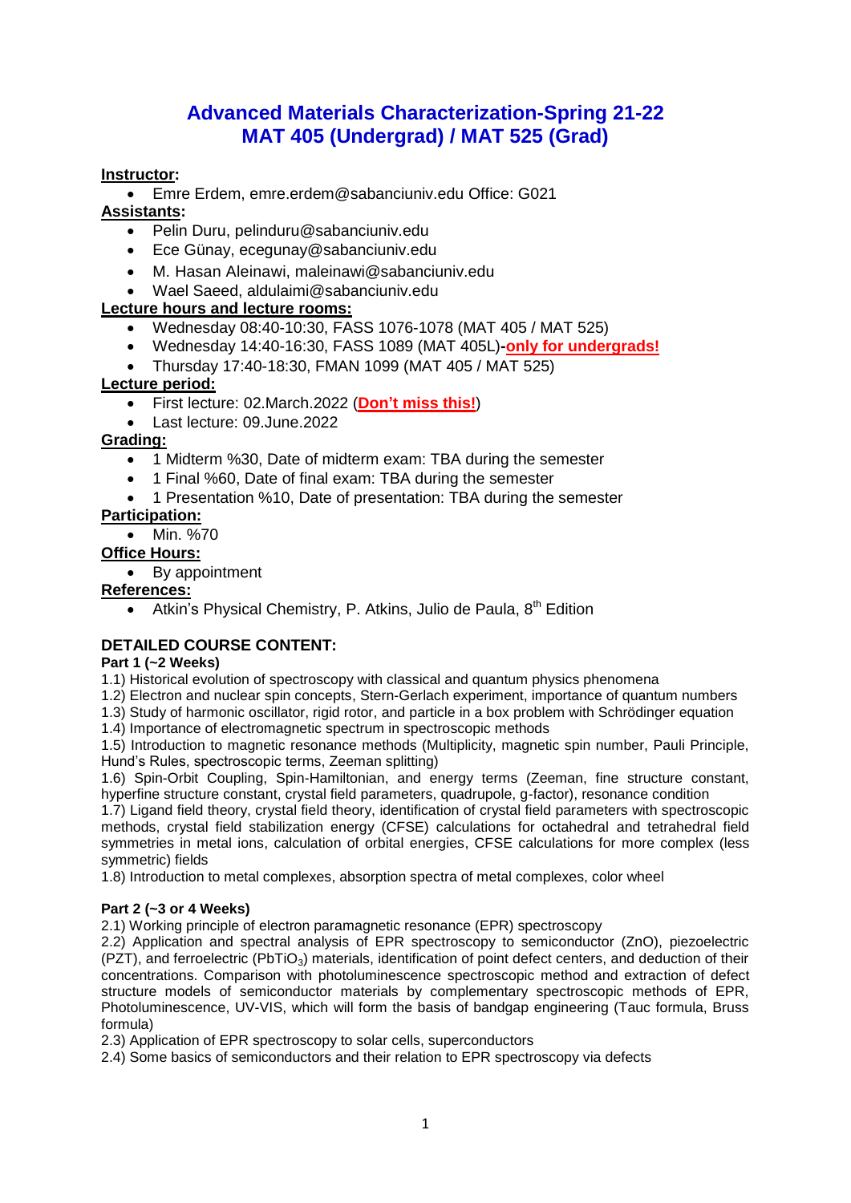# Advanced Materials Characterization-Spring 21-22
# MAT 405 (Undergrad) / MAT 525 (Grad)

**Instructor:**

- Emre Erdem, emre.erdem@sabanciuniv.edu Office: G021

**Assistants:**

- Pelin Duru, pelinduru@sabanciuniv.edu
- Ece Günay, ecegunay@sabanciuniv.edu
- M. Hasan Aleinawi, maleinawi@sabanciuniv.edu
- Wael Saeed, aldulaimi@sabanciuniv.edu

**Lecture hours and lecture rooms:**

- Wednesday 08:40-10:30, FASS 1076-1078 (MAT 405 / MAT 525)
- Wednesday 14:40-16:30, FASS 1089 (MAT 405L)-**only for undergrads!**
- Thursday 17:40-18:30, FMAN 1099 (MAT 405 / MAT 525)

**Lecture period:**

- First lecture: 02.March.2022 (**Don't miss this!**)
- Last lecture: 09.June.2022

**Grading:**

- 1 Midterm %30, Date of midterm exam: TBA during the semester
- 1 Final %60, Date of final exam: TBA during the semester
- 1 Presentation %10, Date of presentation: TBA during the semester

**Participation:**

- Min. %70

**Office Hours:**

- By appointment

**References:**

- Atkin's Physical Chemistry, P. Atkins, Julio de Paula, 8th Edition

## DETAILED COURSE CONTENT:

### Part 1 (~2 Weeks)

1.1) Historical evolution of spectroscopy with classical and quantum physics phenomena
1.2) Electron and nuclear spin concepts, Stern-Gerlach experiment, importance of quantum numbers
1.3) Study of harmonic oscillator, rigid rotor, and particle in a box problem with Schrödinger equation
1.4) Importance of electromagnetic spectrum in spectroscopic methods
1.5) Introduction to magnetic resonance methods (Multiplicity, magnetic spin number, Pauli Principle, Hund's Rules, spectroscopic terms, Zeeman splitting)
1.6) Spin-Orbit Coupling, Spin-Hamiltonian, and energy terms (Zeeman, fine structure constant, hyperfine structure constant, crystal field parameters, quadrupole, g-factor), resonance condition
1.7) Ligand field theory, crystal field theory, identification of crystal field parameters with spectroscopic methods, crystal field stabilization energy (CFSE) calculations for octahedral and tetrahedral field symmetries in metal ions, calculation of orbital energies, CFSE calculations for more complex (less symmetric) fields
1.8) Introduction to metal complexes, absorption spectra of metal complexes, color wheel

### Part 2 (~3 or 4 Weeks)

2.1) Working principle of electron paramagnetic resonance (EPR) spectroscopy
2.2) Application and spectral analysis of EPR spectroscopy to semiconductor (ZnO), piezoelectric (PZT), and ferroelectric ($PbTiO_3$) materials, identification of point defect centers, and deduction of their concentrations. Comparison with photoluminescence spectroscopic method and extraction of defect structure models of semiconductor materials by complementary spectroscopic methods of EPR, Photoluminescence, UV-VIS, which will form the basis of bandgap engineering (Tauc formula, Bruss formula)
2.3) Application of EPR spectroscopy to solar cells, superconductors
2.4) Some basics of semiconductors and their relation to EPR spectroscopy via defects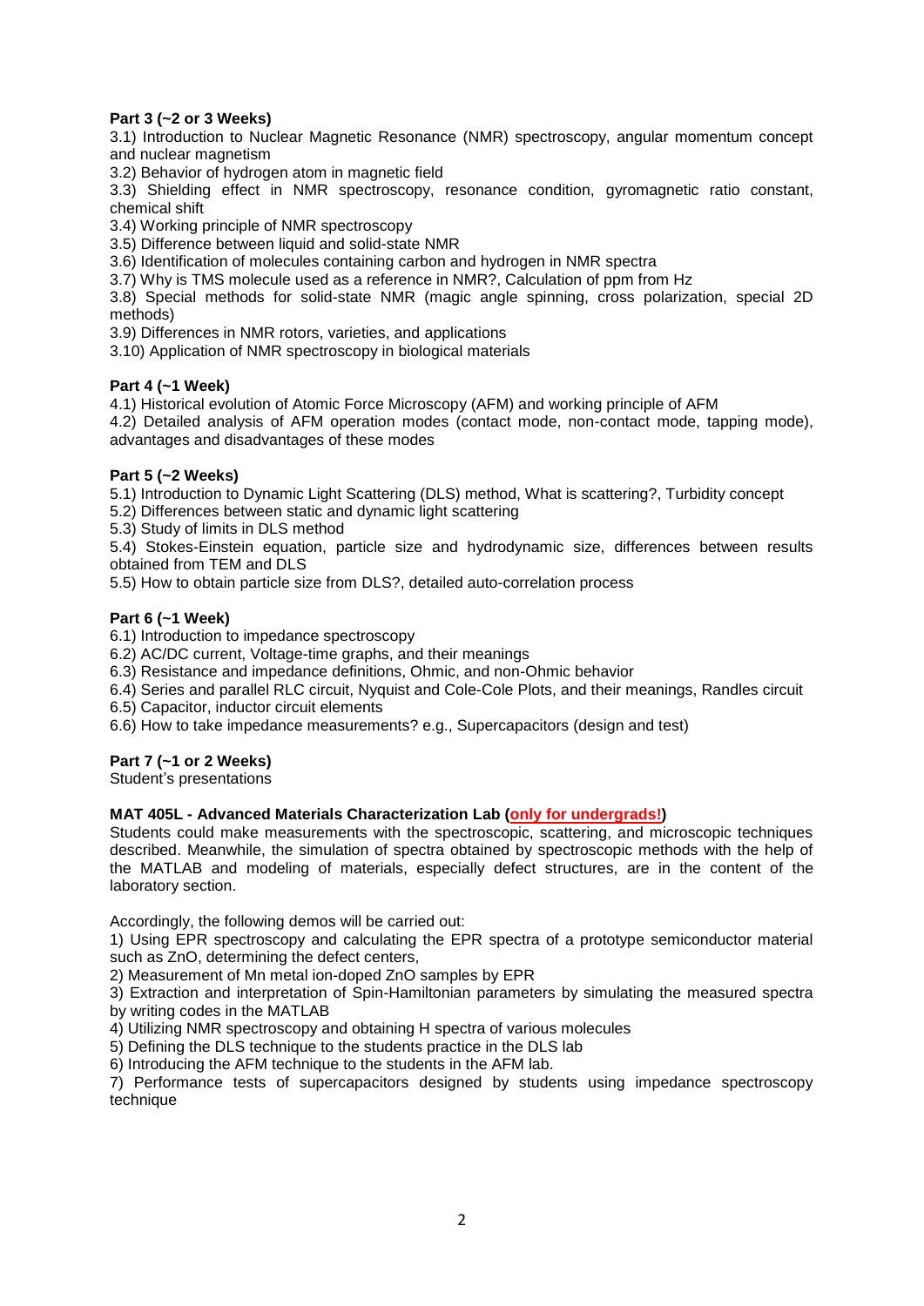**Part 3 (~2 or 3 Weeks)**

3.1) Introduction to Nuclear Magnetic Resonance (NMR) spectroscopy, angular momentum concept and nuclear magnetism

3.2) Behavior of hydrogen atom in magnetic field

3.3) Shielding effect in NMR spectroscopy, resonance condition, gyromagnetic ratio constant, chemical shift

3.4) Working principle of NMR spectroscopy

3.5) Difference between liquid and solid-state NMR

3.6) Identification of molecules containing carbon and hydrogen in NMR spectra

3.7) Why is TMS molecule used as a reference in NMR?, Calculation of ppm from Hz

3.8) Special methods for solid-state NMR (magic angle spinning, cross polarization, special 2D methods)

3.9) Differences in NMR rotors, varieties, and applications

3.10) Application of NMR spectroscopy in biological materials

**Part 4 (~1 Week)**

4.1) Historical evolution of Atomic Force Microscopy (AFM) and working principle of AFM

4.2) Detailed analysis of AFM operation modes (contact mode, non-contact mode, tapping mode), advantages and disadvantages of these modes

**Part 5 (~2 Weeks)**

5.1) Introduction to Dynamic Light Scattering (DLS) method, What is scattering?, Turbidity concept

5.2) Differences between static and dynamic light scattering

5.3) Study of limits in DLS method

5.4) Stokes-Einstein equation, particle size and hydrodynamic size, differences between results obtained from TEM and DLS

5.5) How to obtain particle size from DLS?, detailed auto-correlation process

**Part 6 (~1 Week)**

6.1) Introduction to impedance spectroscopy

6.2) AC/DC current, Voltage-time graphs, and their meanings

6.3) Resistance and impedance definitions, Ohmic, and non-Ohmic behavior

6.4) Series and parallel RLC circuit, Nyquist and Cole-Cole Plots, and their meanings, Randles circuit

6.5) Capacitor, inductor circuit elements

6.6) How to take impedance measurements? e.g., Supercapacitors (design and test)

**Part 7 (~1 or 2 Weeks)**

Student's presentations

**MAT 405L - Advanced Materials Characterization Lab (only for undergrads!)**

Students could make measurements with the spectroscopic, scattering, and microscopic techniques described. Meanwhile, the simulation of spectra obtained by spectroscopic methods with the help of the MATLAB and modeling of materials, especially defect structures, are in the content of the laboratory section.

Accordingly, the following demos will be carried out:

1) Using EPR spectroscopy and calculating the EPR spectra of a prototype semiconductor material such as ZnO, determining the defect centers,

2) Measurement of Mn metal ion-doped ZnO samples by EPR

3) Extraction and interpretation of Spin-Hamiltonian parameters by simulating the measured spectra by writing codes in the MATLAB

4) Utilizing NMR spectroscopy and obtaining H spectra of various molecules

5) Defining the DLS technique to the students practice in the DLS lab

6) Introducing the AFM technique to the students in the AFM lab.

7) Performance tests of supercapacitors designed by students using impedance spectroscopy technique